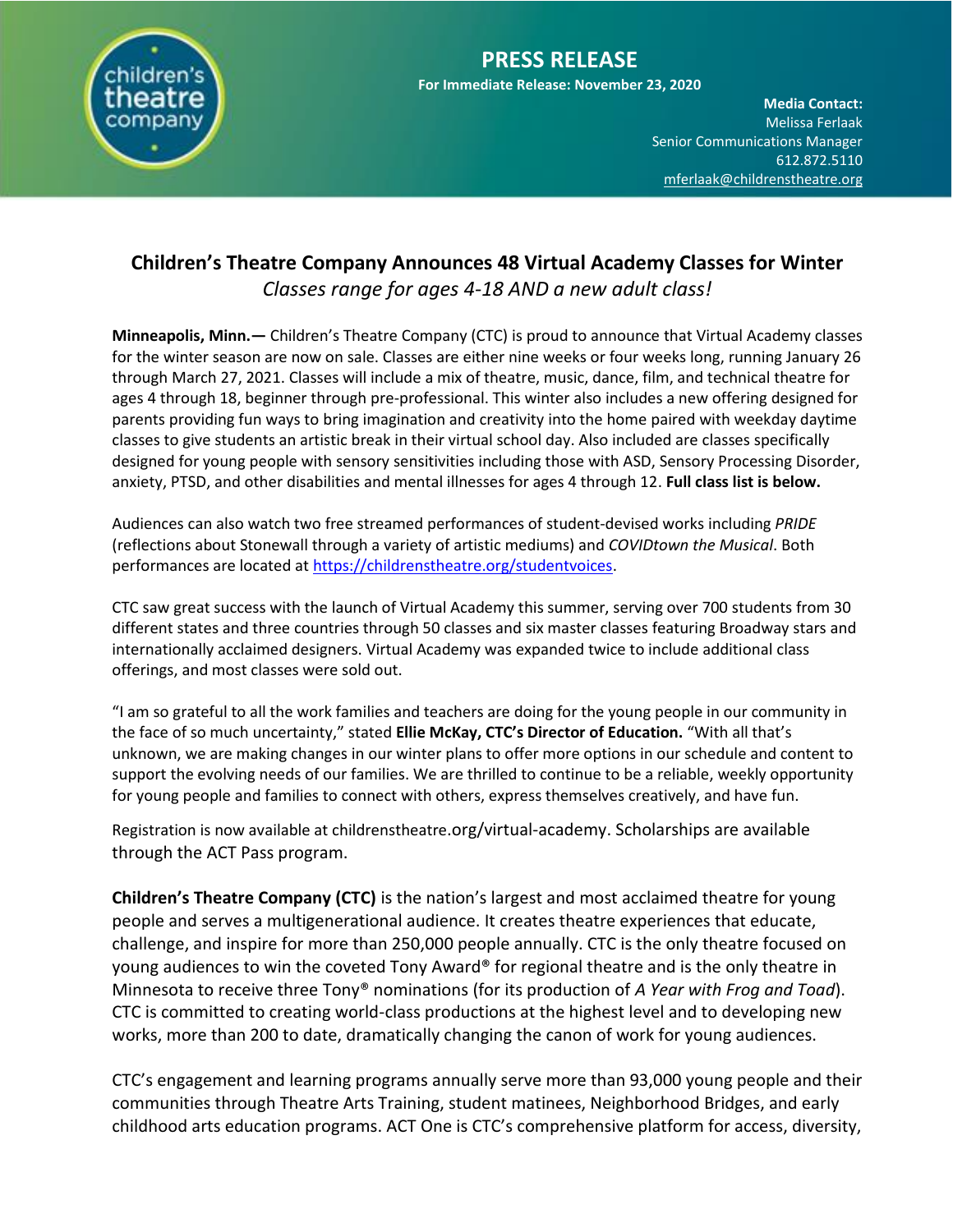children's theatre company

# PRESS RELEASE

**For Immediate Release: November 23, 2020**

**Media Contact:**
Melissa Ferlaak
Senior Communications Manager
612.872.5110
mferlaak@childrenstheatre.org

## Children's Theatre Company Announces 48 Virtual Academy Classes for Winter

*Classes range for ages 4-18 AND a new adult class!*

**Minneapolis, Minn.—** Children's Theatre Company (CTC) is proud to announce that Virtual Academy classes for the winter season are now on sale. Classes are either nine weeks or four weeks long, running January 26 through March 27, 2021. Classes will include a mix of theatre, music, dance, film, and technical theatre for ages 4 through 18, beginner through pre-professional. This winter also includes a new offering designed for parents providing fun ways to bring imagination and creativity into the home paired with weekday daytime classes to give students an artistic break in their virtual school day. Also included are classes specifically designed for young people with sensory sensitivities including those with ASD, Sensory Processing Disorder, anxiety, PTSD, and other disabilities and mental illnesses for ages 4 through 12. **Full class list is below.**

Audiences can also watch two free streamed performances of student-devised works including *PRIDE* (reflections about Stonewall through a variety of artistic mediums) and *COVIDtown the Musical*. Both performances are located at https://childrenstheatre.org/studentvoices.

CTC saw great success with the launch of Virtual Academy this summer, serving over 700 students from 30 different states and three countries through 50 classes and six master classes featuring Broadway stars and internationally acclaimed designers. Virtual Academy was expanded twice to include additional class offerings, and most classes were sold out.

"I am so grateful to all the work families and teachers are doing for the young people in our community in the face of so much uncertainty," stated **Ellie McKay, CTC's Director of Education.** "With all that's unknown, we are making changes in our winter plans to offer more options in our schedule and content to support the evolving needs of our families. We are thrilled to continue to be a reliable, weekly opportunity for young people and families to connect with others, express themselves creatively, and have fun.

Registration is now available at childrenstheatre.org/virtual-academy. Scholarships are available through the ACT Pass program.

**Children's Theatre Company (CTC)** is the nation's largest and most acclaimed theatre for young people and serves a multigenerational audience. It creates theatre experiences that educate, challenge, and inspire for more than 250,000 people annually. CTC is the only theatre focused on young audiences to win the coveted Tony Award® for regional theatre and is the only theatre in Minnesota to receive three Tony® nominations (for its production of *A Year with Frog and Toad*). CTC is committed to creating world-class productions at the highest level and to developing new works, more than 200 to date, dramatically changing the canon of work for young audiences.

CTC's engagement and learning programs annually serve more than 93,000 young people and their communities through Theatre Arts Training, student matinees, Neighborhood Bridges, and early childhood arts education programs. ACT One is CTC's comprehensive platform for access, diversity,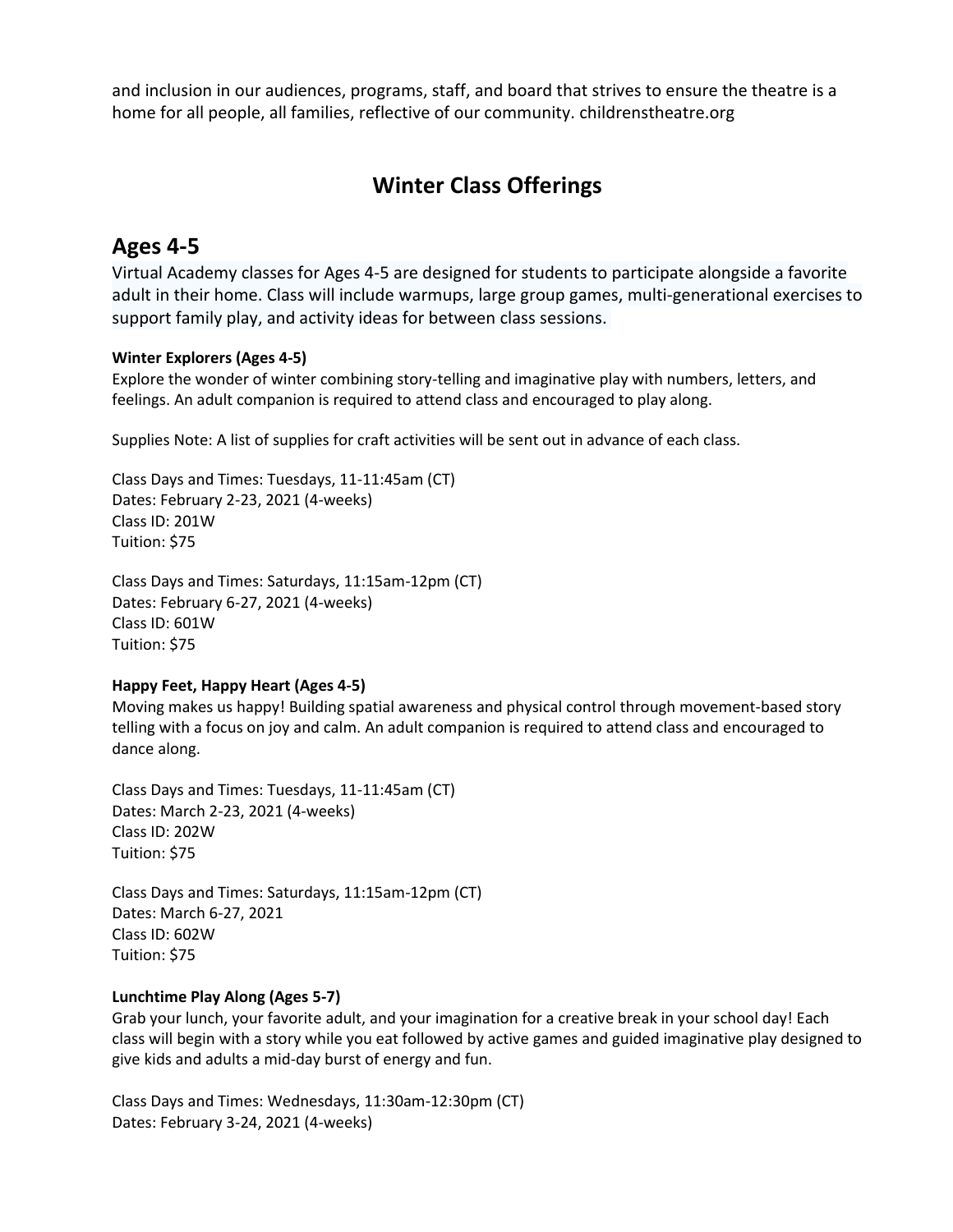and inclusion in our audiences, programs, staff, and board that strives to ensure the theatre is a home for all people, all families, reflective of our community. childrenstheatre.org

# Winter Class Offerings

## Ages 4-5

Virtual Academy classes for Ages 4-5 are designed for students to participate alongside a favorite adult in their home. Class will include warmups, large group games, multi-generational exercises to support family play, and activity ideas for between class sessions.

**Winter Explorers (Ages 4-5)**
Explore the wonder of winter combining story-telling and imaginative play with numbers, letters, and feelings. An adult companion is required to attend class and encouraged to play along.

Supplies Note: A list of supplies for craft activities will be sent out in advance of each class.

Class Days and Times: Tuesdays, 11-11:45am (CT)
Dates: February 2-23, 2021 (4-weeks)
Class ID: 201W
Tuition: $75

Class Days and Times: Saturdays, 11:15am-12pm (CT)
Dates: February 6-27, 2021 (4-weeks)
Class ID: 601W
Tuition: $75

**Happy Feet, Happy Heart (Ages 4-5)**
Moving makes us happy! Building spatial awareness and physical control through movement-based story telling with a focus on joy and calm. An adult companion is required to attend class and encouraged to dance along.

Class Days and Times: Tuesdays, 11-11:45am (CT)
Dates: March 2-23, 2021 (4-weeks)
Class ID: 202W
Tuition: $75

Class Days and Times: Saturdays, 11:15am-12pm (CT)
Dates: March 6-27, 2021
Class ID: 602W
Tuition: $75

**Lunchtime Play Along (Ages 5-7)**
Grab your lunch, your favorite adult, and your imagination for a creative break in your school day! Each class will begin with a story while you eat followed by active games and guided imaginative play designed to give kids and adults a mid-day burst of energy and fun.

Class Days and Times: Wednesdays, 11:30am-12:30pm (CT)
Dates: February 3-24, 2021 (4-weeks)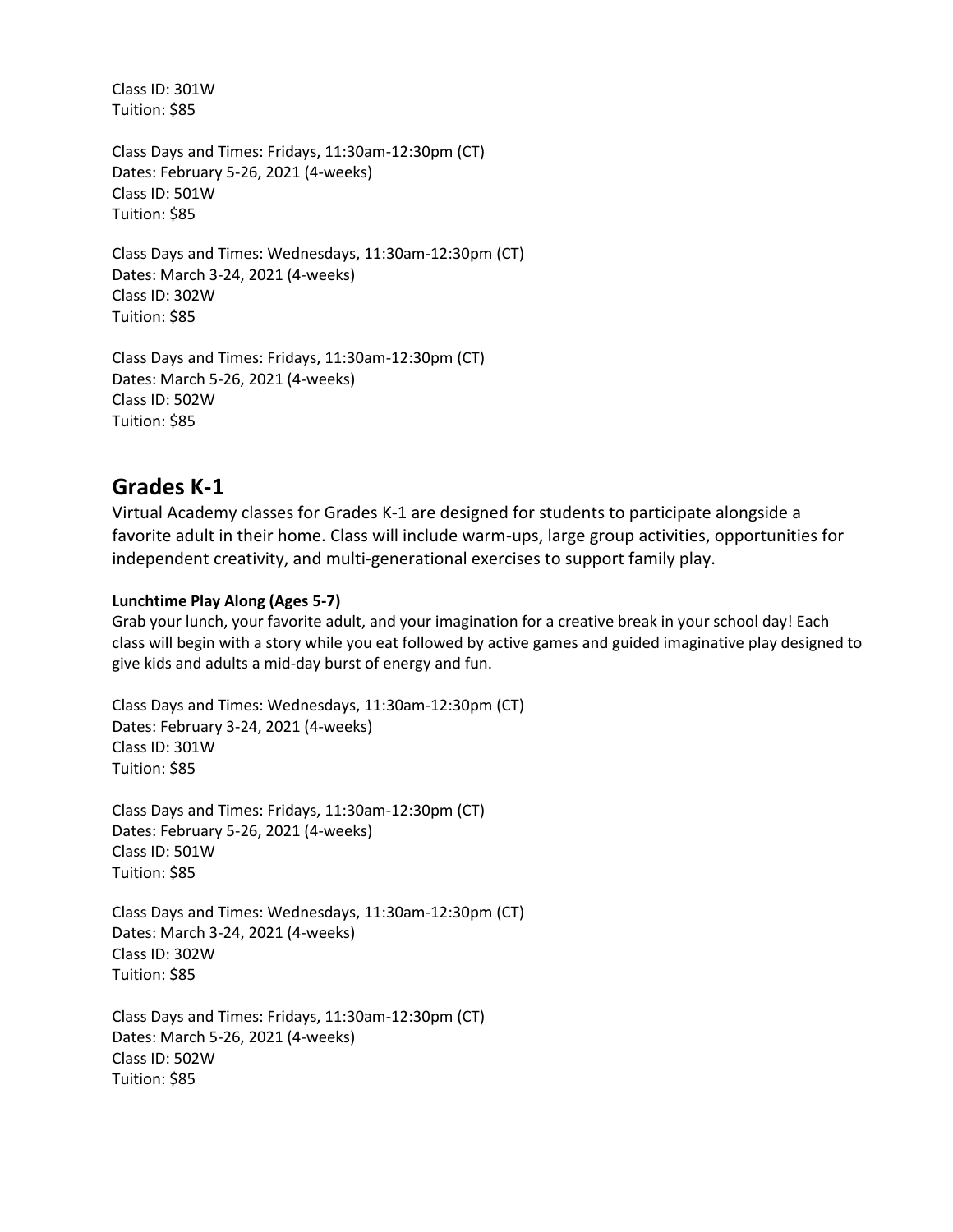Class ID: 301W
Tuition: $85

Class Days and Times: Fridays, 11:30am-12:30pm (CT)
Dates: February 5-26, 2021 (4-weeks)
Class ID: 501W
Tuition: $85

Class Days and Times: Wednesdays, 11:30am-12:30pm (CT)
Dates: March 3-24, 2021 (4-weeks)
Class ID: 302W
Tuition: $85

Class Days and Times: Fridays, 11:30am-12:30pm (CT)
Dates: March 5-26, 2021 (4-weeks)
Class ID: 502W
Tuition: $85

## Grades K-1

Virtual Academy classes for Grades K-1 are designed for students to participate alongside a favorite adult in their home. Class will include warm-ups, large group activities, opportunities for independent creativity, and multi-generational exercises to support family play.

**Lunchtime Play Along (Ages 5-7)**
Grab your lunch, your favorite adult, and your imagination for a creative break in your school day! Each class will begin with a story while you eat followed by active games and guided imaginative play designed to give kids and adults a mid-day burst of energy and fun.

Class Days and Times: Wednesdays, 11:30am-12:30pm (CT)
Dates: February 3-24, 2021 (4-weeks)
Class ID: 301W
Tuition: $85

Class Days and Times: Fridays, 11:30am-12:30pm (CT)
Dates: February 5-26, 2021 (4-weeks)
Class ID: 501W
Tuition: $85

Class Days and Times: Wednesdays, 11:30am-12:30pm (CT)
Dates: March 3-24, 2021 (4-weeks)
Class ID: 302W
Tuition: $85

Class Days and Times: Fridays, 11:30am-12:30pm (CT)
Dates: March 5-26, 2021 (4-weeks)
Class ID: 502W
Tuition: $85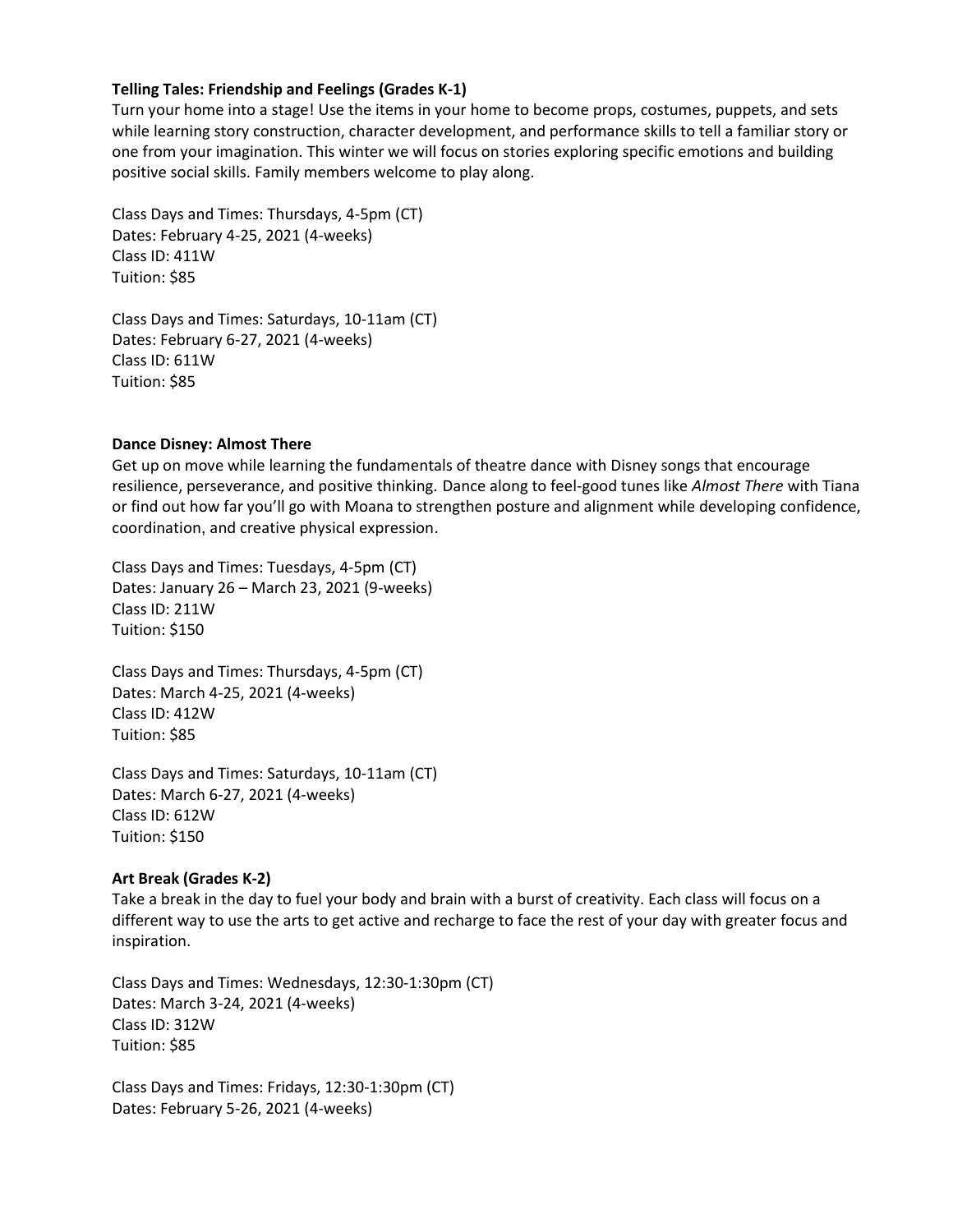**Telling Tales: Friendship and Feelings (Grades K-1)**

Turn your home into a stage! Use the items in your home to become props, costumes, puppets, and sets while learning story construction, character development, and performance skills to tell a familiar story or one from your imagination. This winter we will focus on stories exploring specific emotions and building positive social skills. Family members welcome to play along.

Class Days and Times: Thursdays, 4-5pm (CT)
Dates: February 4-25, 2021 (4-weeks)
Class ID: 411W
Tuition: $85

Class Days and Times: Saturdays, 10-11am (CT)
Dates: February 6-27, 2021 (4-weeks)
Class ID: 611W
Tuition: $85

**Dance Disney: Almost There**

Get up on move while learning the fundamentals of theatre dance with Disney songs that encourage resilience, perseverance, and positive thinking. Dance along to feel-good tunes like *Almost There* with Tiana or find out how far you'll go with Moana to strengthen posture and alignment while developing confidence, coordination, and creative physical expression.

Class Days and Times: Tuesdays, 4-5pm (CT)
Dates: January 26 – March 23, 2021 (9-weeks)
Class ID: 211W
Tuition: $150

Class Days and Times: Thursdays, 4-5pm (CT)
Dates: March 4-25, 2021 (4-weeks)
Class ID: 412W
Tuition: $85

Class Days and Times: Saturdays, 10-11am (CT)
Dates: March 6-27, 2021 (4-weeks)
Class ID: 612W
Tuition: $150

**Art Break (Grades K-2)**

Take a break in the day to fuel your body and brain with a burst of creativity. Each class will focus on a different way to use the arts to get active and recharge to face the rest of your day with greater focus and inspiration.

Class Days and Times: Wednesdays, 12:30-1:30pm (CT)
Dates: March 3-24, 2021 (4-weeks)
Class ID: 312W
Tuition: $85

Class Days and Times: Fridays, 12:30-1:30pm (CT)
Dates: February 5-26, 2021 (4-weeks)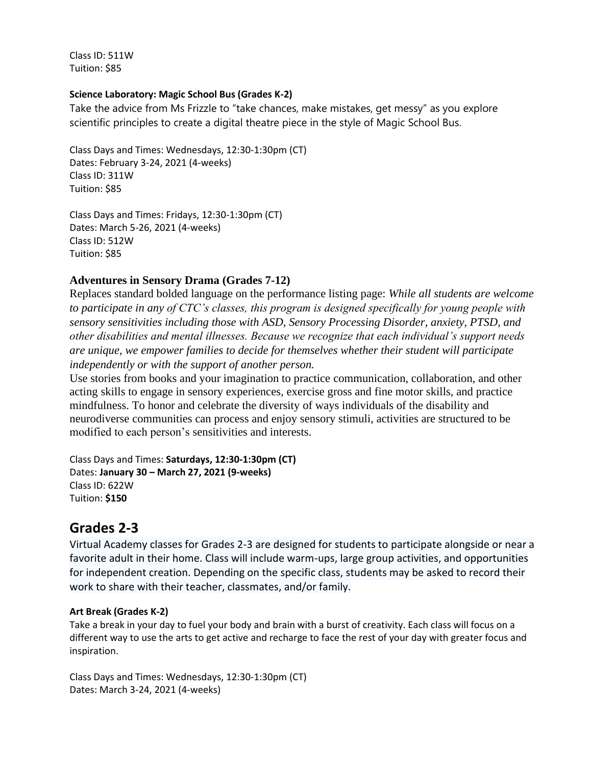Class ID: 511W
Tuition: $85

**Science Laboratory: Magic School Bus (Grades K-2)**

Take the advice from Ms Frizzle to "take chances, make mistakes, get messy" as you explore scientific principles to create a digital theatre piece in the style of Magic School Bus.

Class Days and Times: Wednesdays, 12:30-1:30pm (CT)
Dates: February 3-24, 2021 (4-weeks)
Class ID: 311W
Tuition: $85

Class Days and Times: Fridays, 12:30-1:30pm (CT)
Dates: March 5-26, 2021 (4-weeks)
Class ID: 512W
Tuition: $85

### Adventures in Sensory Drama (Grades 7-12)

Replaces standard bolded language on the performance listing page: *While all students are welcome to participate in any of CTC's classes, this program is designed specifically for young people with sensory sensitivities including those with ASD, Sensory Processing Disorder, anxiety, PTSD, and other disabilities and mental illnesses. Because we recognize that each individual's support needs are unique, we empower families to decide for themselves whether their student will participate independently or with the support of another person.*

Use stories from books and your imagination to practice communication, collaboration, and other acting skills to engage in sensory experiences, exercise gross and fine motor skills, and practice mindfulness. To honor and celebrate the diversity of ways individuals of the disability and neurodiverse communities can process and enjoy sensory stimuli, activities are structured to be modified to each person's sensitivities and interests.

Class Days and Times: **Saturdays, 12:30-1:30pm (CT)**
Dates: **January 30 – March 27, 2021 (9-weeks)**
Class ID: 622W
Tuition: **$150**

## Grades 2-3

Virtual Academy classes for Grades 2-3 are designed for students to participate alongside or near a favorite adult in their home. Class will include warm-ups, large group activities, and opportunities for independent creation. Depending on the specific class, students may be asked to record their work to share with their teacher, classmates, and/or family.

**Art Break (Grades K-2)**

Take a break in your day to fuel your body and brain with a burst of creativity. Each class will focus on a different way to use the arts to get active and recharge to face the rest of your day with greater focus and inspiration.

Class Days and Times: Wednesdays, 12:30-1:30pm (CT)
Dates: March 3-24, 2021 (4-weeks)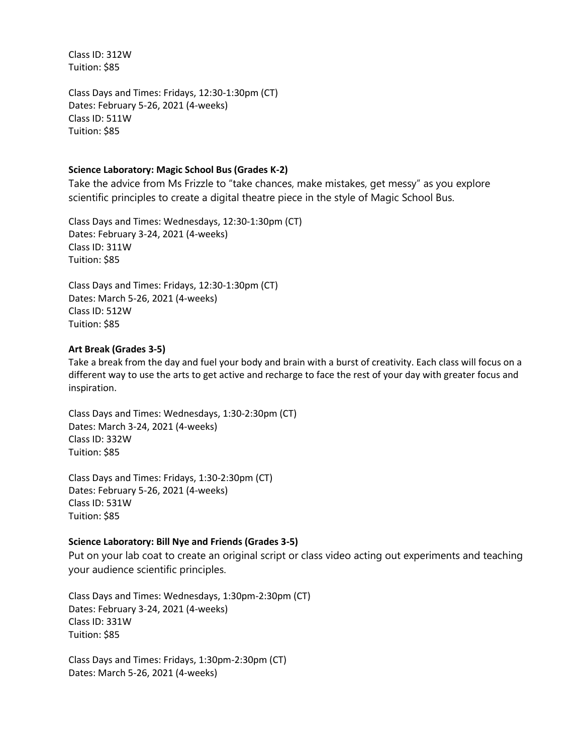Class ID: 312W
Tuition: $85

Class Days and Times: Fridays, 12:30-1:30pm (CT)
Dates: February 5-26, 2021 (4-weeks)
Class ID: 511W
Tuition: $85

**Science Laboratory: Magic School Bus (Grades K-2)**

Take the advice from Ms Frizzle to “take chances, make mistakes, get messy” as you explore scientific principles to create a digital theatre piece in the style of Magic School Bus.

Class Days and Times: Wednesdays, 12:30-1:30pm (CT)
Dates: February 3-24, 2021 (4-weeks)
Class ID: 311W
Tuition: $85

Class Days and Times: Fridays, 12:30-1:30pm (CT)
Dates: March 5-26, 2021 (4-weeks)
Class ID: 512W
Tuition: $85

**Art Break (Grades 3-5)**

Take a break from the day and fuel your body and brain with a burst of creativity. Each class will focus on a different way to use the arts to get active and recharge to face the rest of your day with greater focus and inspiration.

Class Days and Times: Wednesdays, 1:30-2:30pm (CT)
Dates: March 3-24, 2021 (4-weeks)
Class ID: 332W
Tuition: $85

Class Days and Times: Fridays, 1:30-2:30pm (CT)
Dates: February 5-26, 2021 (4-weeks)
Class ID: 531W
Tuition: $85

**Science Laboratory: Bill Nye and Friends (Grades 3-5)**

Put on your lab coat to create an original script or class video acting out experiments and teaching your audience scientific principles.

Class Days and Times: Wednesdays, 1:30pm-2:30pm (CT)
Dates: February 3-24, 2021 (4-weeks)
Class ID: 331W
Tuition: $85

Class Days and Times: Fridays, 1:30pm-2:30pm (CT)
Dates: March 5-26, 2021 (4-weeks)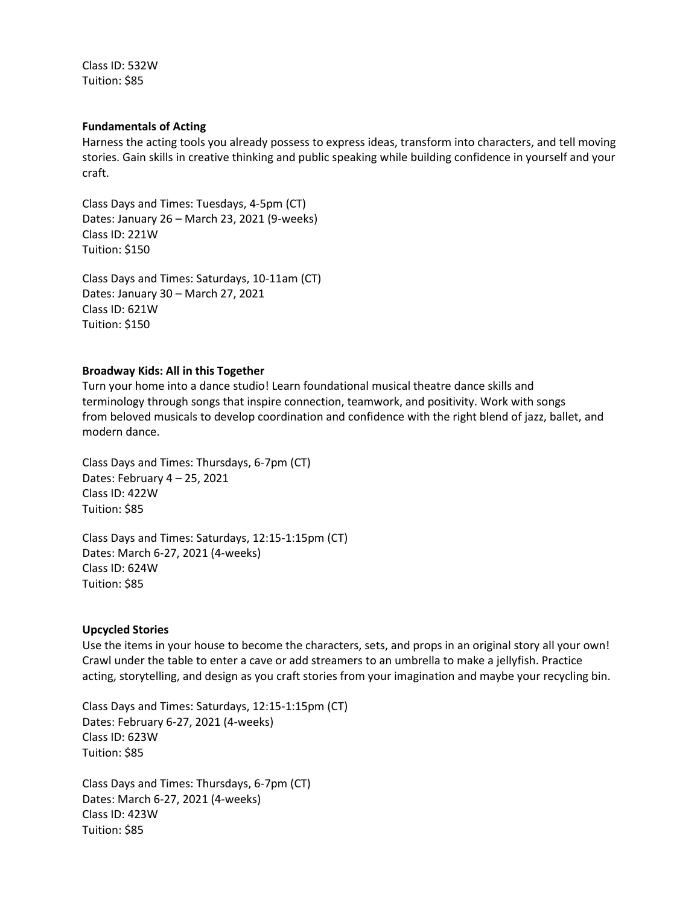Class ID: 532W
Tuition: $85

**Fundamentals of Acting**
Harness the acting tools you already possess to express ideas, transform into characters, and tell moving stories. Gain skills in creative thinking and public speaking while building confidence in yourself and your craft.

Class Days and Times: Tuesdays, 4-5pm (CT)
Dates: January 26 – March 23, 2021 (9-weeks)
Class ID: 221W
Tuition: $150

Class Days and Times: Saturdays, 10-11am (CT)
Dates: January 30 – March 27, 2021
Class ID: 621W
Tuition: $150

**Broadway Kids: All in this Together**
Turn your home into a dance studio! Learn foundational musical theatre dance skills and terminology through songs that inspire connection, teamwork, and positivity. Work with songs from beloved musicals to develop coordination and confidence with the right blend of jazz, ballet, and modern dance.

Class Days and Times: Thursdays, 6-7pm (CT)
Dates: February 4 – 25, 2021
Class ID: 422W
Tuition: $85

Class Days and Times: Saturdays, 12:15-1:15pm (CT)
Dates: March 6-27, 2021 (4-weeks)
Class ID: 624W
Tuition: $85

**Upcycled Stories**
Use the items in your house to become the characters, sets, and props in an original story all your own! Crawl under the table to enter a cave or add streamers to an umbrella to make a jellyfish. Practice acting, storytelling, and design as you craft stories from your imagination and maybe your recycling bin.

Class Days and Times: Saturdays, 12:15-1:15pm (CT)
Dates: February 6-27, 2021 (4-weeks)
Class ID: 623W
Tuition: $85

Class Days and Times: Thursdays, 6-7pm (CT)
Dates: March 6-27, 2021 (4-weeks)
Class ID: 423W
Tuition: $85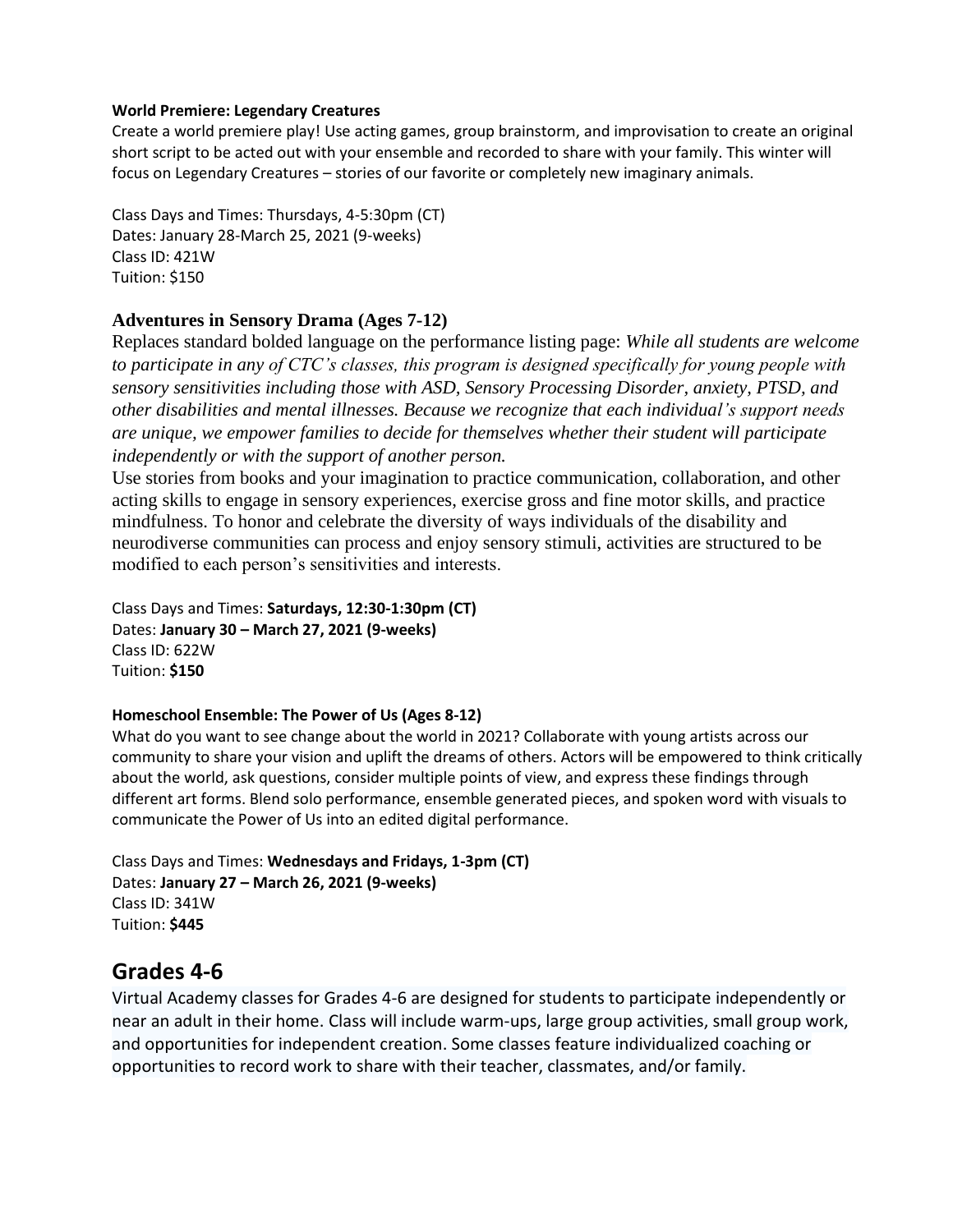**World Premiere: Legendary Creatures**

Create a world premiere play! Use acting games, group brainstorm, and improvisation to create an original short script to be acted out with your ensemble and recorded to share with your family. This winter will focus on Legendary Creatures – stories of our favorite or completely new imaginary animals.

Class Days and Times: Thursdays, 4-5:30pm (CT)
Dates: January 28-March 25, 2021 (9-weeks)
Class ID: 421W
Tuition: $150

### Adventures in Sensory Drama (Ages 7-12)

Replaces standard bolded language on the performance listing page: *While all students are welcome to participate in any of CTC's classes, this program is designed specifically for young people with sensory sensitivities including those with ASD, Sensory Processing Disorder, anxiety, PTSD, and other disabilities and mental illnesses. Because we recognize that each individual's support needs are unique, we empower families to decide for themselves whether their student will participate independently or with the support of another person.*

Use stories from books and your imagination to practice communication, collaboration, and other acting skills to engage in sensory experiences, exercise gross and fine motor skills, and practice mindfulness. To honor and celebrate the diversity of ways individuals of the disability and neurodiverse communities can process and enjoy sensory stimuli, activities are structured to be modified to each person's sensitivities and interests.

Class Days and Times: **Saturdays, 12:30-1:30pm (CT)**
Dates: **January 30 – March 27, 2021 (9-weeks)**
Class ID: 622W
Tuition: **$150**

**Homeschool Ensemble: The Power of Us (Ages 8-12)**

What do you want to see change about the world in 2021? Collaborate with young artists across our community to share your vision and uplift the dreams of others. Actors will be empowered to think critically about the world, ask questions, consider multiple points of view, and express these findings through different art forms. Blend solo performance, ensemble generated pieces, and spoken word with visuals to communicate the Power of Us into an edited digital performance.

Class Days and Times: **Wednesdays and Fridays, 1-3pm (CT)**
Dates: **January 27 – March 26, 2021 (9-weeks)**
Class ID: 341W
Tuition: **$445**

## Grades 4-6

Virtual Academy classes for Grades 4-6 are designed for students to participate independently or near an adult in their home. Class will include warm-ups, large group activities, small group work, and opportunities for independent creation. Some classes feature individualized coaching or opportunities to record work to share with their teacher, classmates, and/or family.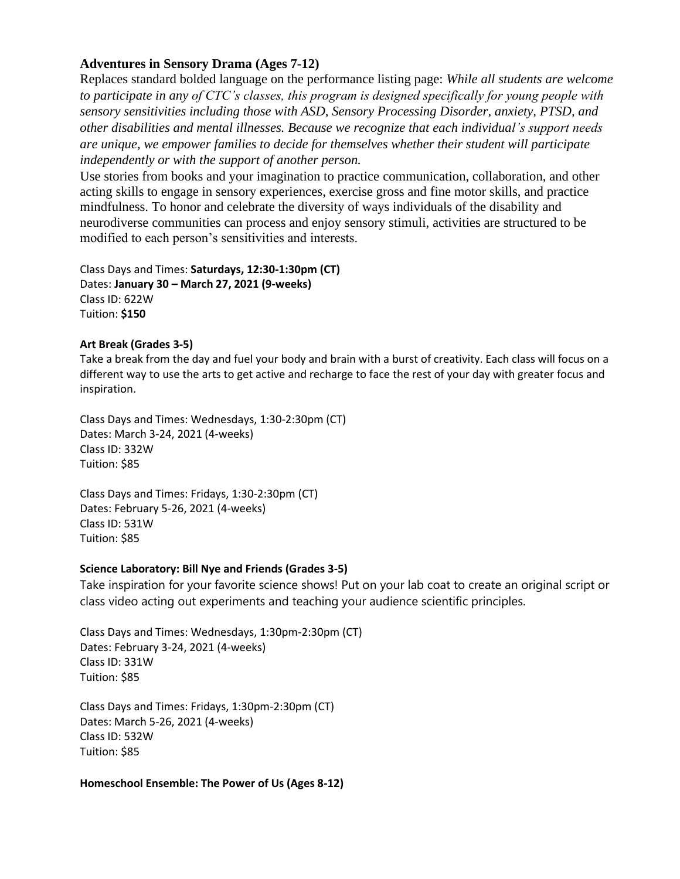### Adventures in Sensory Drama (Ages 7-12)

Replaces standard bolded language on the performance listing page: *While all students are welcome to participate in any of CTC's classes, this program is designed specifically for young people with sensory sensitivities including those with ASD, Sensory Processing Disorder, anxiety, PTSD, and other disabilities and mental illnesses. Because we recognize that each individual's support needs are unique, we empower families to decide for themselves whether their student will participate independently or with the support of another person.*

Use stories from books and your imagination to practice communication, collaboration, and other acting skills to engage in sensory experiences, exercise gross and fine motor skills, and practice mindfulness. To honor and celebrate the diversity of ways individuals of the disability and neurodiverse communities can process and enjoy sensory stimuli, activities are structured to be modified to each person's sensitivities and interests.

Class Days and Times: **Saturdays, 12:30-1:30pm (CT)**
Dates: **January 30 – March 27, 2021 (9-weeks)**
Class ID: 622W
Tuition: **$150**

**Art Break (Grades 3-5)**

Take a break from the day and fuel your body and brain with a burst of creativity. Each class will focus on a different way to use the arts to get active and recharge to face the rest of your day with greater focus and inspiration.

Class Days and Times: Wednesdays, 1:30-2:30pm (CT)
Dates: March 3-24, 2021 (4-weeks)
Class ID: 332W
Tuition: $85

Class Days and Times: Fridays, 1:30-2:30pm (CT)
Dates: February 5-26, 2021 (4-weeks)
Class ID: 531W
Tuition: $85

**Science Laboratory: Bill Nye and Friends (Grades 3-5)**

Take inspiration for your favorite science shows! Put on your lab coat to create an original script or class video acting out experiments and teaching your audience scientific principles.

Class Days and Times: Wednesdays, 1:30pm-2:30pm (CT)
Dates: February 3-24, 2021 (4-weeks)
Class ID: 331W
Tuition: $85

Class Days and Times: Fridays, 1:30pm-2:30pm (CT)
Dates: March 5-26, 2021 (4-weeks)
Class ID: 532W
Tuition: $85

**Homeschool Ensemble: The Power of Us (Ages 8-12)**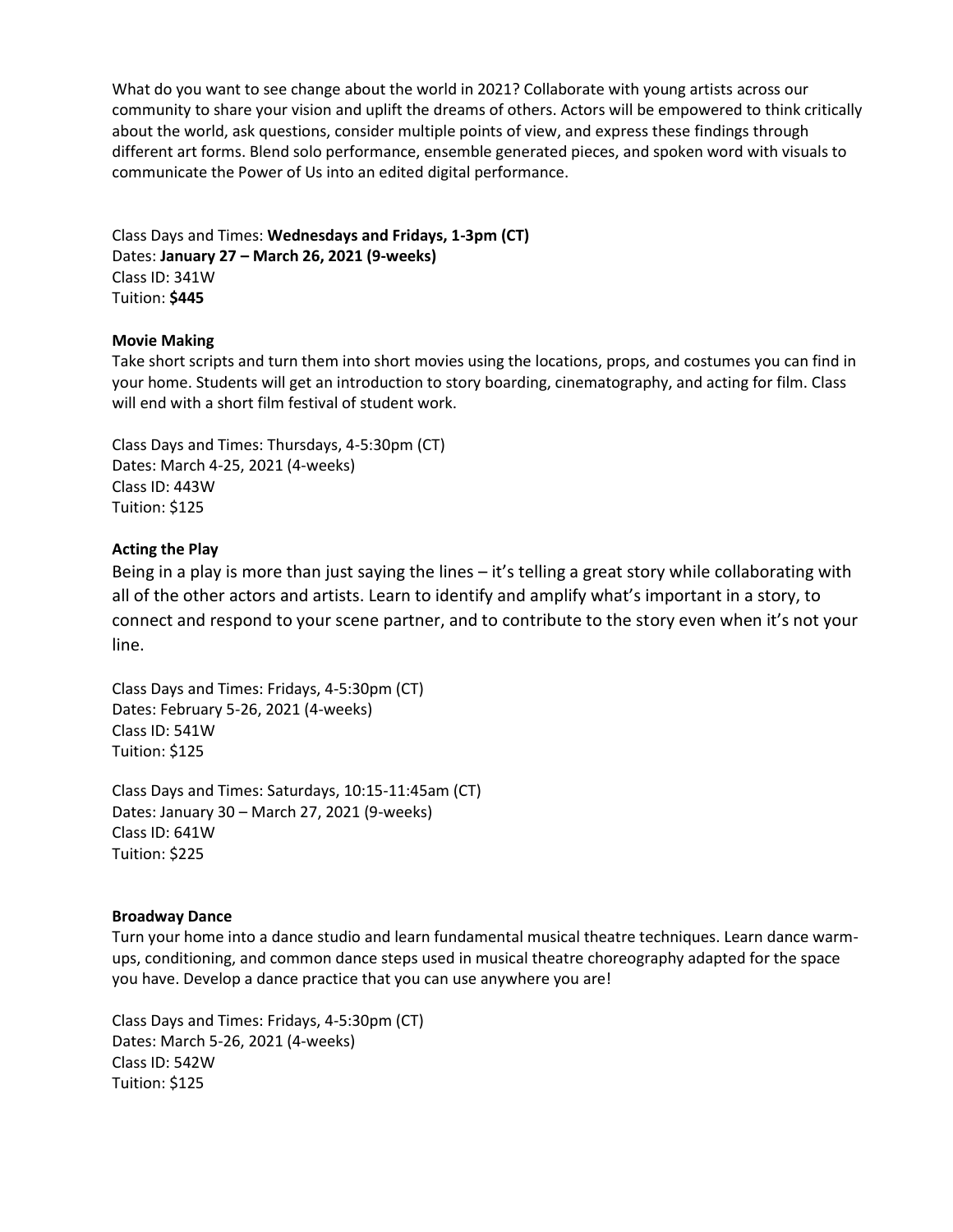What do you want to see change about the world in 2021? Collaborate with young artists across our community to share your vision and uplift the dreams of others. Actors will be empowered to think critically about the world, ask questions, consider multiple points of view, and express these findings through different art forms. Blend solo performance, ensemble generated pieces, and spoken word with visuals to communicate the Power of Us into an edited digital performance.

Class Days and Times: **Wednesdays and Fridays, 1-3pm (CT)**
Dates: **January 27 – March 26, 2021 (9-weeks)**
Class ID: 341W
Tuition: **$445**

**Movie Making**

Take short scripts and turn them into short movies using the locations, props, and costumes you can find in your home. Students will get an introduction to story boarding, cinematography, and acting for film. Class will end with a short film festival of student work.

Class Days and Times: Thursdays, 4-5:30pm (CT)
Dates: March 4-25, 2021 (4-weeks)
Class ID: 443W
Tuition: $125

**Acting the Play**

Being in a play is more than just saying the lines – it's telling a great story while collaborating with all of the other actors and artists. Learn to identify and amplify what's important in a story, to connect and respond to your scene partner, and to contribute to the story even when it's not your line.

Class Days and Times: Fridays, 4-5:30pm (CT)
Dates: February 5-26, 2021 (4-weeks)
Class ID: 541W
Tuition: $125

Class Days and Times: Saturdays, 10:15-11:45am (CT)
Dates: January 30 – March 27, 2021 (9-weeks)
Class ID: 641W
Tuition: $225

**Broadway Dance**

Turn your home into a dance studio and learn fundamental musical theatre techniques. Learn dance warm-ups, conditioning, and common dance steps used in musical theatre choreography adapted for the space you have. Develop a dance practice that you can use anywhere you are!

Class Days and Times: Fridays, 4-5:30pm (CT)
Dates: March 5-26, 2021 (4-weeks)
Class ID: 542W
Tuition: $125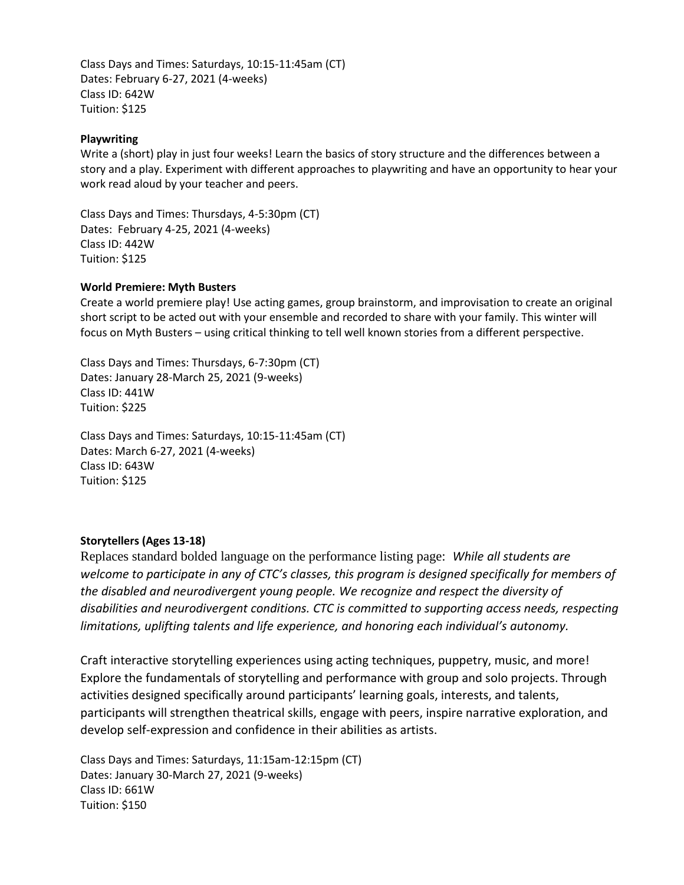Class Days and Times: Saturdays, 10:15-11:45am (CT)
Dates: February 6-27, 2021 (4-weeks)
Class ID: 642W
Tuition: $125

**Playwriting**

Write a (short) play in just four weeks! Learn the basics of story structure and the differences between a story and a play. Experiment with different approaches to playwriting and have an opportunity to hear your work read aloud by your teacher and peers.

Class Days and Times: Thursdays, 4-5:30pm (CT)
Dates: February 4-25, 2021 (4-weeks)
Class ID: 442W
Tuition: $125

**World Premiere: Myth Busters**

Create a world premiere play! Use acting games, group brainstorm, and improvisation to create an original short script to be acted out with your ensemble and recorded to share with your family. This winter will focus on Myth Busters – using critical thinking to tell well known stories from a different perspective.

Class Days and Times: Thursdays, 6-7:30pm (CT)
Dates: January 28-March 25, 2021 (9-weeks)
Class ID: 441W
Tuition: $225

Class Days and Times: Saturdays, 10:15-11:45am (CT)
Dates: March 6-27, 2021 (4-weeks)
Class ID: 643W
Tuition: $125

**Storytellers (Ages 13-18)**

Replaces standard bolded language on the performance listing page: *While all students are welcome to participate in any of CTC's classes, this program is designed specifically for members of the disabled and neurodivergent young people. We recognize and respect the diversity of disabilities and neurodivergent conditions. CTC is committed to supporting access needs, respecting limitations, uplifting talents and life experience, and honoring each individual's autonomy.*

Craft interactive storytelling experiences using acting techniques, puppetry, music, and more! Explore the fundamentals of storytelling and performance with group and solo projects. Through activities designed specifically around participants' learning goals, interests, and talents, participants will strengthen theatrical skills, engage with peers, inspire narrative exploration, and develop self-expression and confidence in their abilities as artists.

Class Days and Times: Saturdays, 11:15am-12:15pm (CT)
Dates: January 30-March 27, 2021 (9-weeks)
Class ID: 661W
Tuition: $150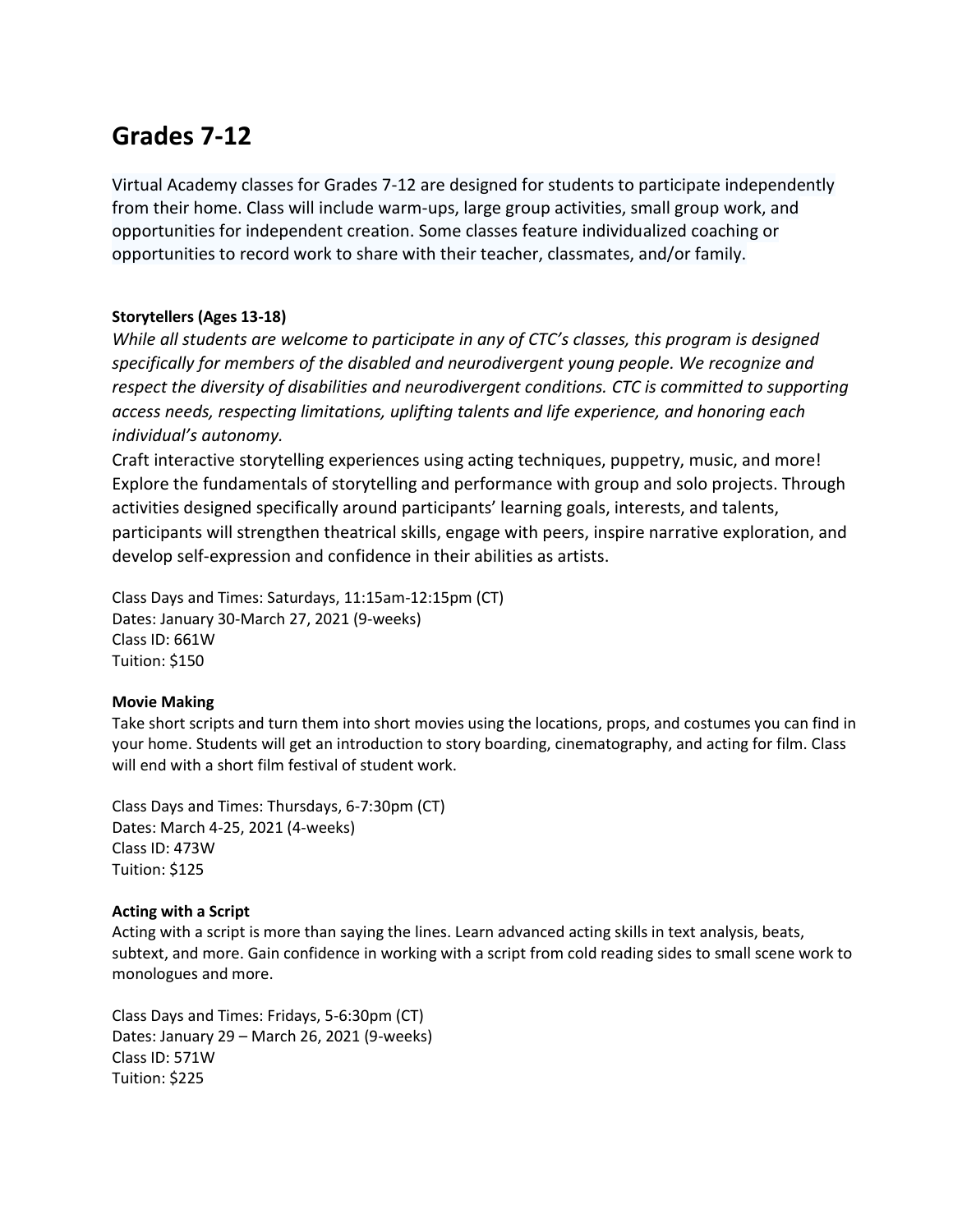# Grades 7-12

Virtual Academy classes for Grades 7-12 are designed for students to participate independently from their home. Class will include warm-ups, large group activities, small group work, and opportunities for independent creation. Some classes feature individualized coaching or opportunities to record work to share with their teacher, classmates, and/or family.

**Storytellers (Ages 13-18)**

*While all students are welcome to participate in any of CTC's classes, this program is designed specifically for members of the disabled and neurodivergent young people. We recognize and respect the diversity of disabilities and neurodivergent conditions. CTC is committed to supporting access needs, respecting limitations, uplifting talents and life experience, and honoring each individual's autonomy.*

Craft interactive storytelling experiences using acting techniques, puppetry, music, and more! Explore the fundamentals of storytelling and performance with group and solo projects. Through activities designed specifically around participants' learning goals, interests, and talents, participants will strengthen theatrical skills, engage with peers, inspire narrative exploration, and develop self-expression and confidence in their abilities as artists.

Class Days and Times: Saturdays, 11:15am-12:15pm (CT)
Dates: January 30-March 27, 2021 (9-weeks)
Class ID: 661W
Tuition: $150

**Movie Making**

Take short scripts and turn them into short movies using the locations, props, and costumes you can find in your home. Students will get an introduction to story boarding, cinematography, and acting for film. Class will end with a short film festival of student work.

Class Days and Times: Thursdays, 6-7:30pm (CT)
Dates: March 4-25, 2021 (4-weeks)
Class ID: 473W
Tuition: $125

**Acting with a Script**

Acting with a script is more than saying the lines. Learn advanced acting skills in text analysis, beats, subtext, and more. Gain confidence in working with a script from cold reading sides to small scene work to monologues and more.

Class Days and Times: Fridays, 5-6:30pm (CT)
Dates: January 29 – March 26, 2021 (9-weeks)
Class ID: 571W
Tuition: $225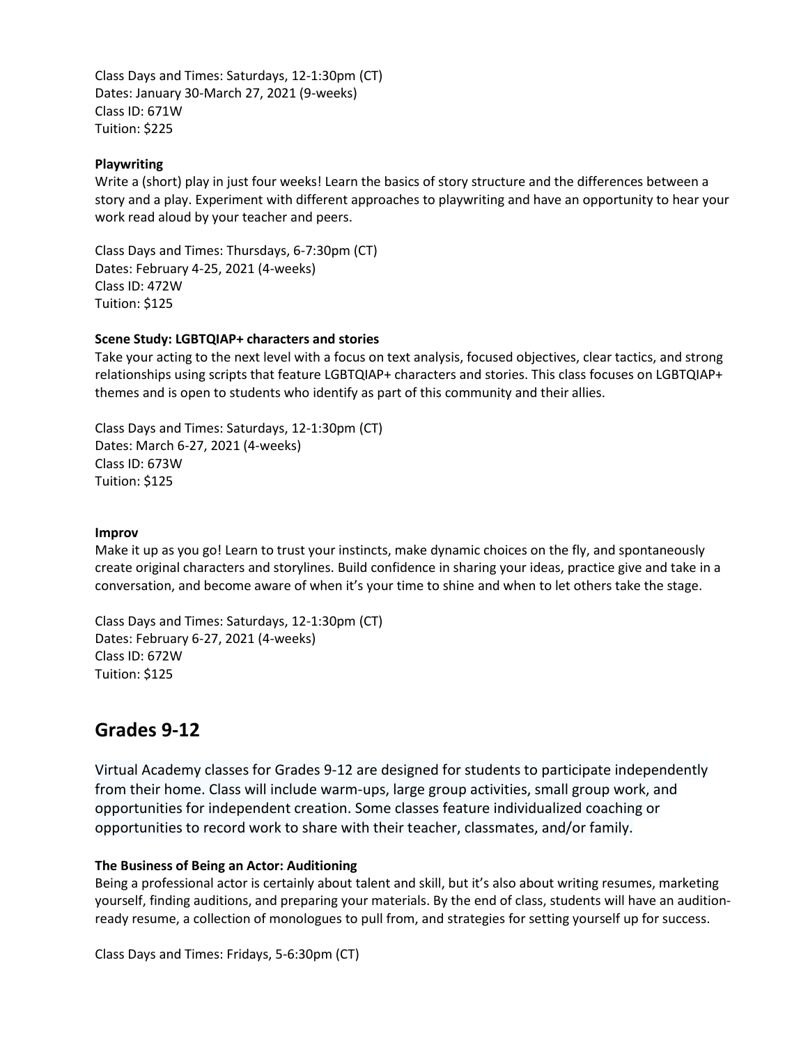Class Days and Times: Saturdays, 12-1:30pm (CT)
Dates: January 30-March 27, 2021 (9-weeks)
Class ID: 671W
Tuition: $225

**Playwriting**
Write a (short) play in just four weeks! Learn the basics of story structure and the differences between a story and a play. Experiment with different approaches to playwriting and have an opportunity to hear your work read aloud by your teacher and peers.

Class Days and Times: Thursdays, 6-7:30pm (CT)
Dates: February 4-25, 2021 (4-weeks)
Class ID: 472W
Tuition: $125

**Scene Study: LGBTQIAP+ characters and stories**
Take your acting to the next level with a focus on text analysis, focused objectives, clear tactics, and strong relationships using scripts that feature LGBTQIAP+ characters and stories. This class focuses on LGBTQIAP+ themes and is open to students who identify as part of this community and their allies.

Class Days and Times: Saturdays, 12-1:30pm (CT)
Dates: March 6-27, 2021 (4-weeks)
Class ID: 673W
Tuition: $125

**Improv**
Make it up as you go! Learn to trust your instincts, make dynamic choices on the fly, and spontaneously create original characters and storylines. Build confidence in sharing your ideas, practice give and take in a conversation, and become aware of when it's your time to shine and when to let others take the stage.

Class Days and Times: Saturdays, 12-1:30pm (CT)
Dates: February 6-27, 2021 (4-weeks)
Class ID: 672W
Tuition: $125

## Grades 9-12

Virtual Academy classes for Grades 9-12 are designed for students to participate independently from their home. Class will include warm-ups, large group activities, small group work, and opportunities for independent creation. Some classes feature individualized coaching or opportunities to record work to share with their teacher, classmates, and/or family.

**The Business of Being an Actor: Auditioning**
Being a professional actor is certainly about talent and skill, but it's also about writing resumes, marketing yourself, finding auditions, and preparing your materials. By the end of class, students will have an audition-ready resume, a collection of monologues to pull from, and strategies for setting yourself up for success.

Class Days and Times: Fridays, 5-6:30pm (CT)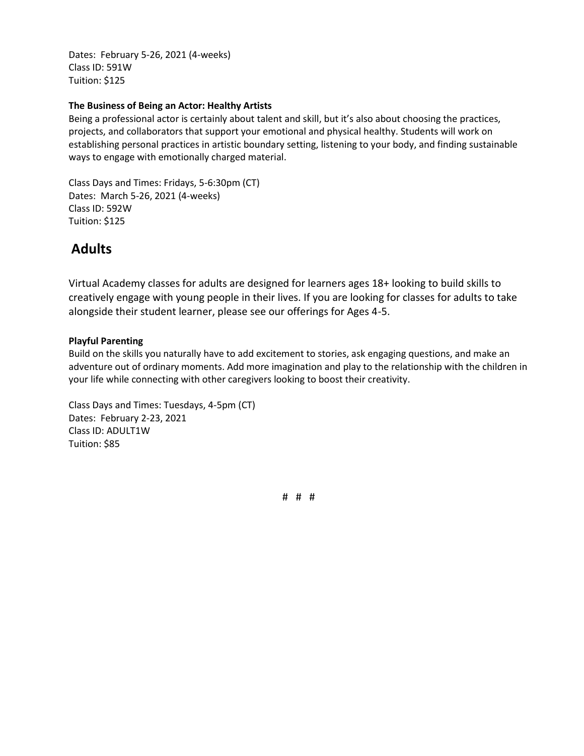Dates: February 5-26, 2021 (4-weeks)
Class ID: 591W
Tuition: $125

**The Business of Being an Actor: Healthy Artists**
Being a professional actor is certainly about talent and skill, but it's also about choosing the practices, projects, and collaborators that support your emotional and physical healthy. Students will work on establishing personal practices in artistic boundary setting, listening to your body, and finding sustainable ways to engage with emotionally charged material.

Class Days and Times: Fridays, 5-6:30pm (CT)
Dates: March 5-26, 2021 (4-weeks)
Class ID: 592W
Tuition: $125

## Adults

Virtual Academy classes for adults are designed for learners ages 18+ looking to build skills to creatively engage with young people in their lives. If you are looking for classes for adults to take alongside their student learner, please see our offerings for Ages 4-5.

**Playful Parenting**
Build on the skills you naturally have to add excitement to stories, ask engaging questions, and make an adventure out of ordinary moments. Add more imagination and play to the relationship with the children in your life while connecting with other caregivers looking to boost their creativity.

Class Days and Times: Tuesdays, 4-5pm (CT)
Dates: February 2-23, 2021
Class ID: ADULT1W
Tuition: $85

# # #